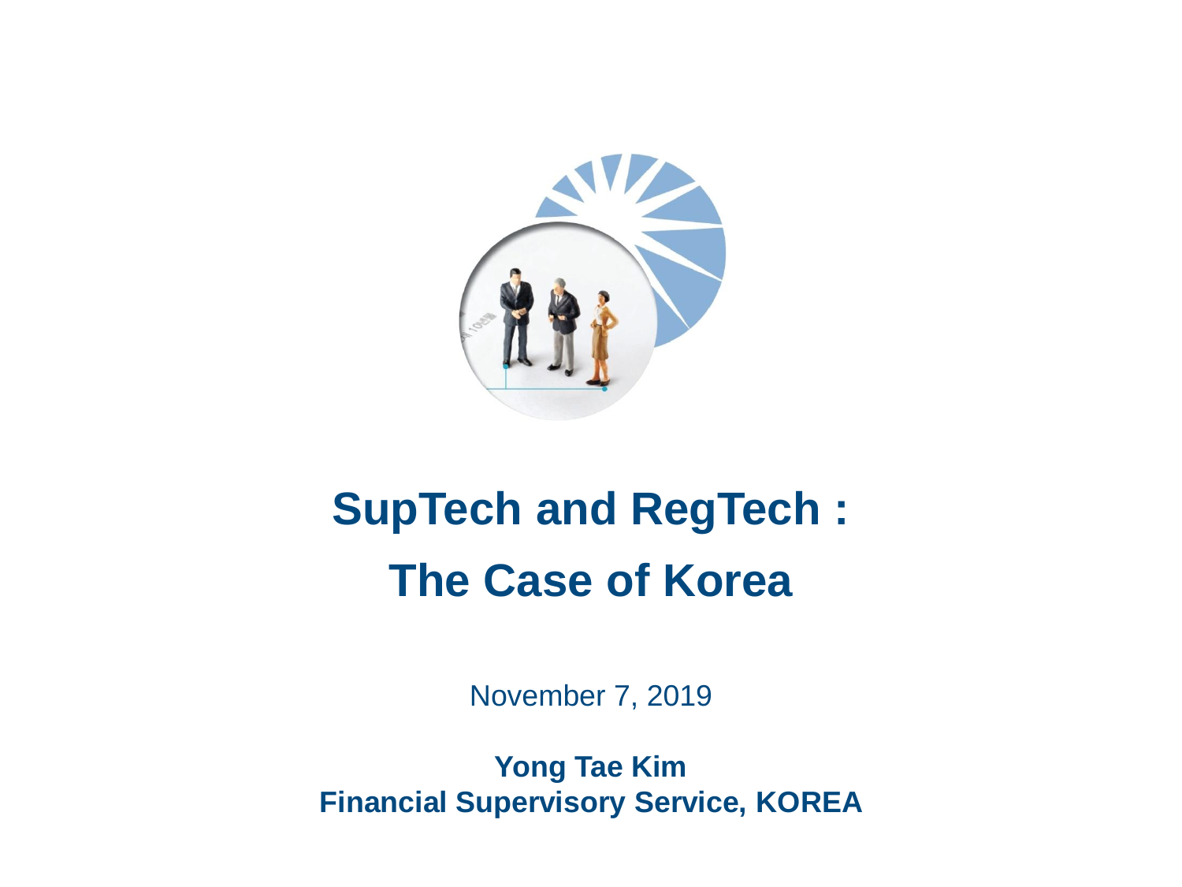# SupTech and RegTech : The Case of Korea

November 7, 2019

**Yong Tae Kim**
**Financial Supervisory Service, KOREA**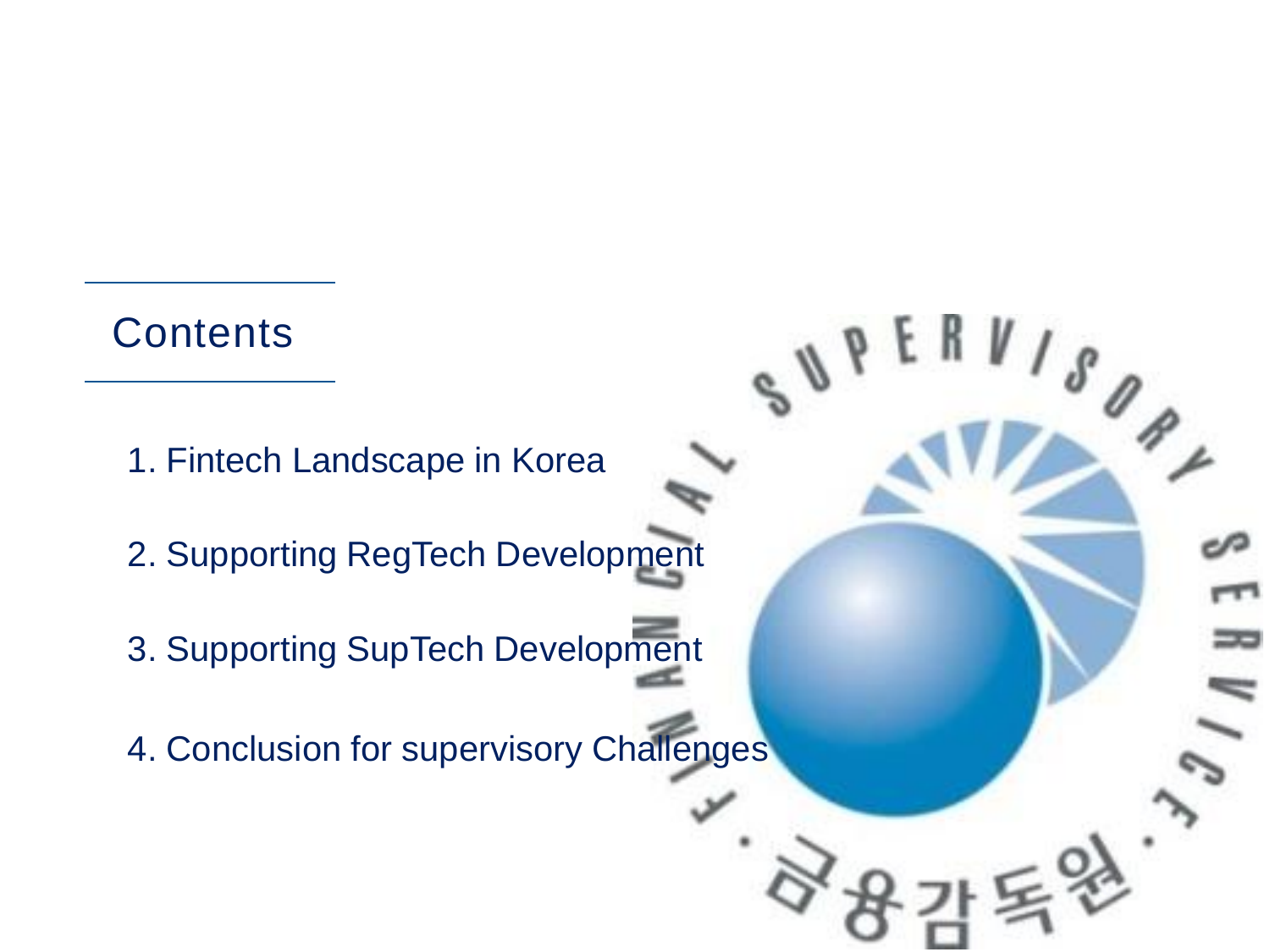## Contents

1. Fintech Landscape in Korea

2. Supporting RegTech Development

3. Supporting SupTech Development

4. Conclusion for supervisory Challenges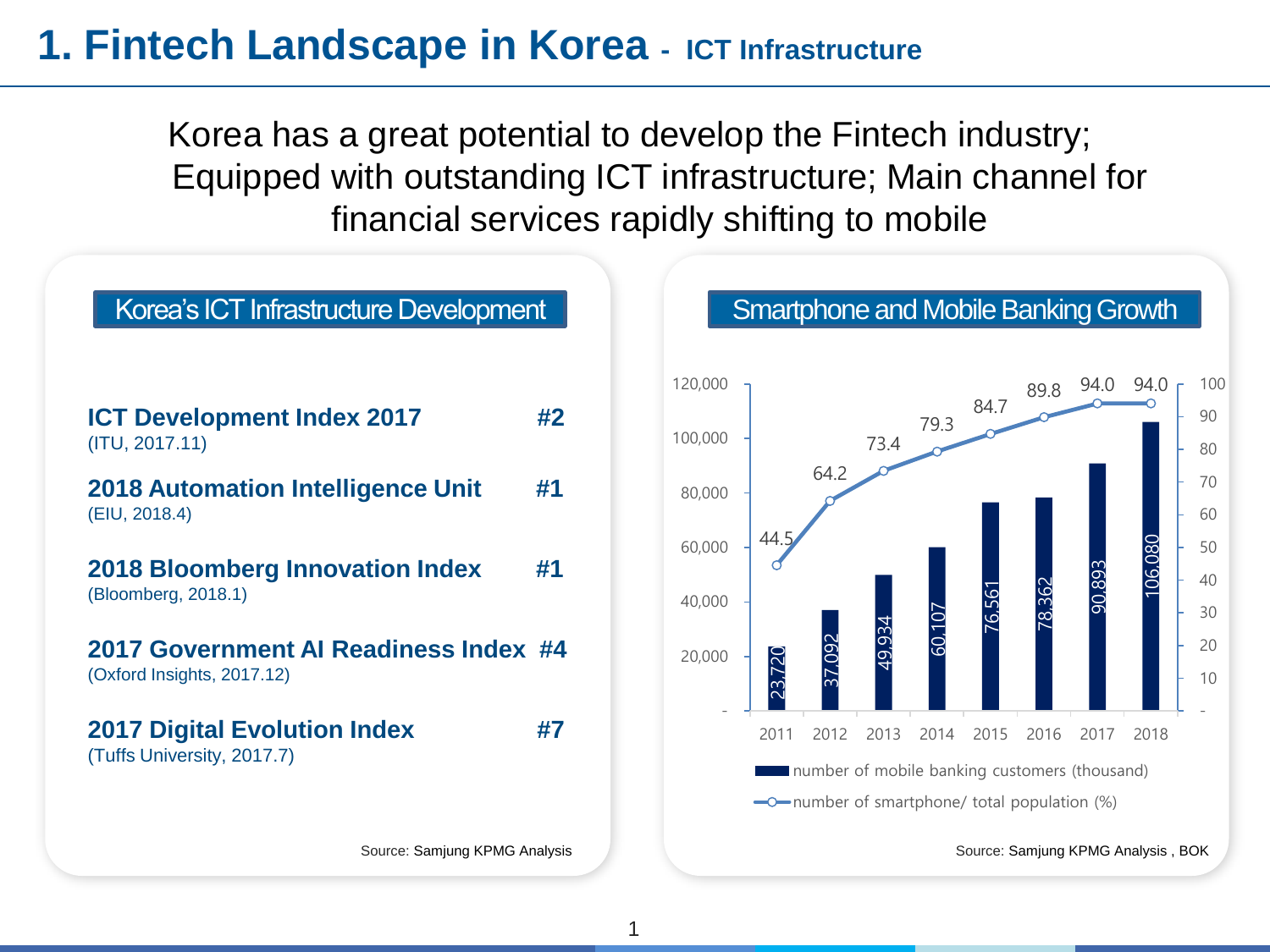# 1. Fintech Landscape in Korea - ICT Infrastructure

Korea has a great potential to develop the Fintech industry; Equipped with outstanding ICT infrastructure; Main channel for financial services rapidly shifting to mobile

## Korea's ICT Infrastructure Development

| Index | Rank |
|---|---|
| **ICT Development Index 2017** (ITU, 2017.11) | **#2** |
| **2018 Automation Intelligence Unit** (EIU, 2018.4) | **#1** |
| **2018 Bloomberg Innovation Index** (Bloomberg, 2018.1) | **#1** |
| **2017 Government AI Readiness Index** (Oxford Insights, 2017.12) | **#4** |
| **2017 Digital Evolution Index** (Tufts University, 2017.7) | **#7** |

Source: Samjung KPMG Analysis

## Smartphone and Mobile Banking Growth

| Year | Number of mobile banking customers (thousand) | Number of smartphone/ total population (%) |
|---|---|---|
| 2011 | 23,720 | 44.5 |
| 2012 | 37,092 | 64.2 |
| 2013 | 49,934 | 73.4 |
| 2014 | 60,107 | 79.3 |
| 2015 | 76,561 | 84.7 |
| 2016 | 78,362 | 89.8 |
| 2017 | 90,893 | 94.0 |
| 2018 | 106,080 | 94.0 |

Source: Samjung KPMG Analysis , BOK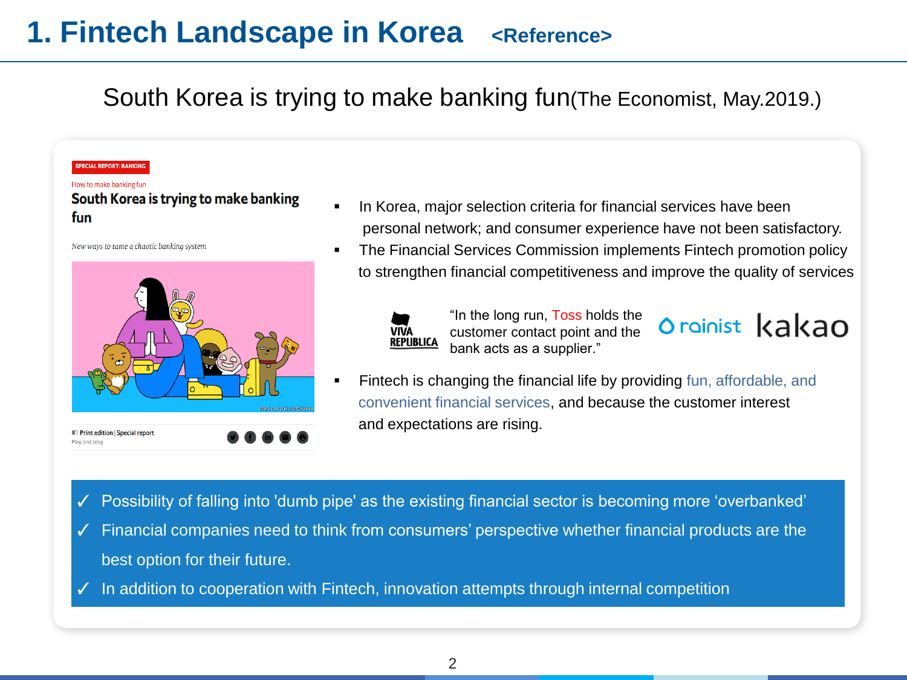# 1. Fintech Landscape in Korea <Reference>

## South Korea is trying to make banking fun(The Economist, May.2019.)

SPECIAL REPORT: BANKING

How to make banking fun

**South Korea is trying to make banking fun**

*New ways to tame a chaotic banking system*

Print edition | Special report
May 2nd 2019

- In Korea, major selection criteria for financial services have been personal network; and consumer experience have not been satisfactory.
- The Financial Services Commission implements Fintech promotion policy to strengthen financial competitiveness and improve the quality of services

VIVA REPUBLICA

"In the long run, Toss holds the customer contact point and the bank acts as a supplier."

rainist kakao

- Fintech is changing the financial life by providing fun, affordable, and convenient financial services, and because the customer interest and expectations are rising.

✓ Possibility of falling into 'dumb pipe' as the existing financial sector is becoming more 'overbanked'
✓ Financial companies need to think from consumers' perspective whether financial products are the best option for their future.
✓ In addition to cooperation with Fintech, innovation attempts through internal competition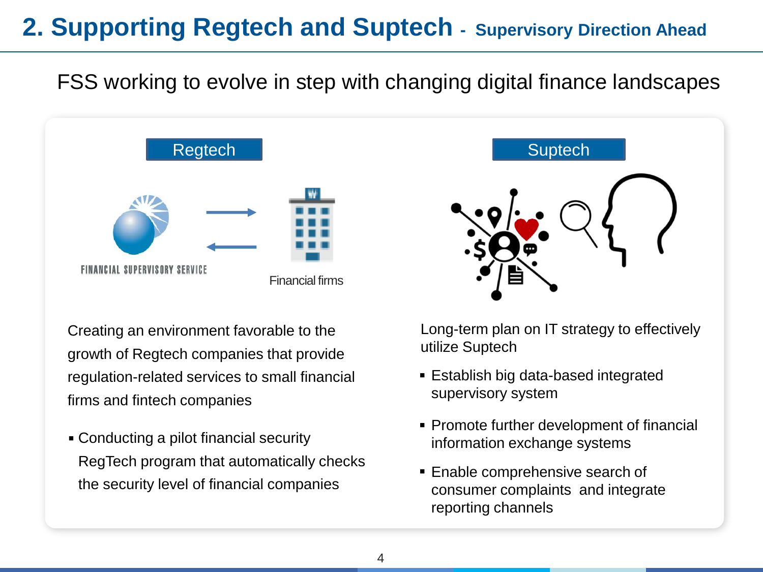# 2. Supporting Regtech and Suptech - Supervisory Direction Ahead

FSS working to evolve in step with changing digital finance landscapes

## Regtech

FINANCIAL SUPERVISORY SERVICE

Financial firms

Creating an environment favorable to the growth of Regtech companies that provide regulation-related services to small financial firms and fintech companies

- Conducting a pilot financial security RegTech program that automatically checks the security level of financial companies

## Suptech

Long-term plan on IT strategy to effectively utilize Suptech

- Establish big data-based integrated supervisory system
- Promote further development of financial information exchange systems
- Enable comprehensive search of consumer complaints and integrate reporting channels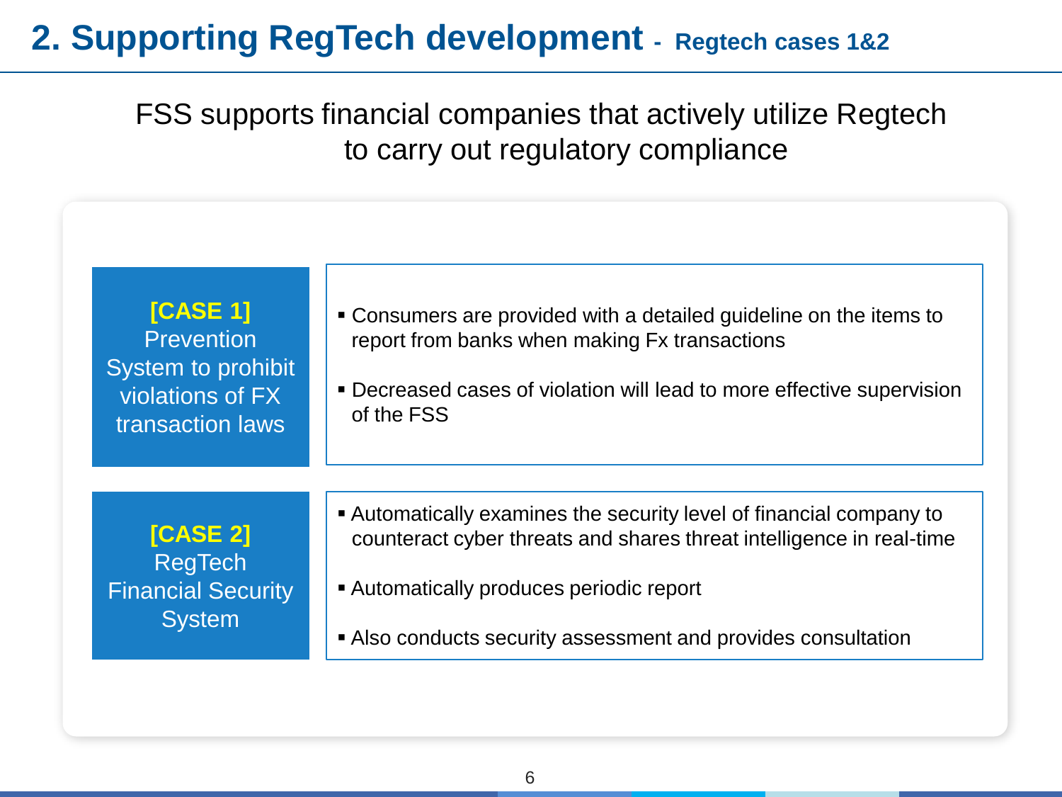# 2. Supporting RegTech development - Regtech cases 1&2

FSS supports financial companies that actively utilize Regtech to carry out regulatory compliance

| | |
|---|---|
| **[CASE 1]** Prevention System to prohibit violations of FX transaction laws | ▪ Consumers are provided with a detailed guideline on the items to report from banks when making Fx transactions<br>▪ Decreased cases of violation will lead to more effective supervision of the FSS |
| **[CASE 2]** RegTech Financial Security System | ▪ Automatically examines the security level of financial company to counteract cyber threats and shares threat intelligence in real-time<br>▪ Automatically produces periodic report<br>▪ Also conducts security assessment and provides consultation |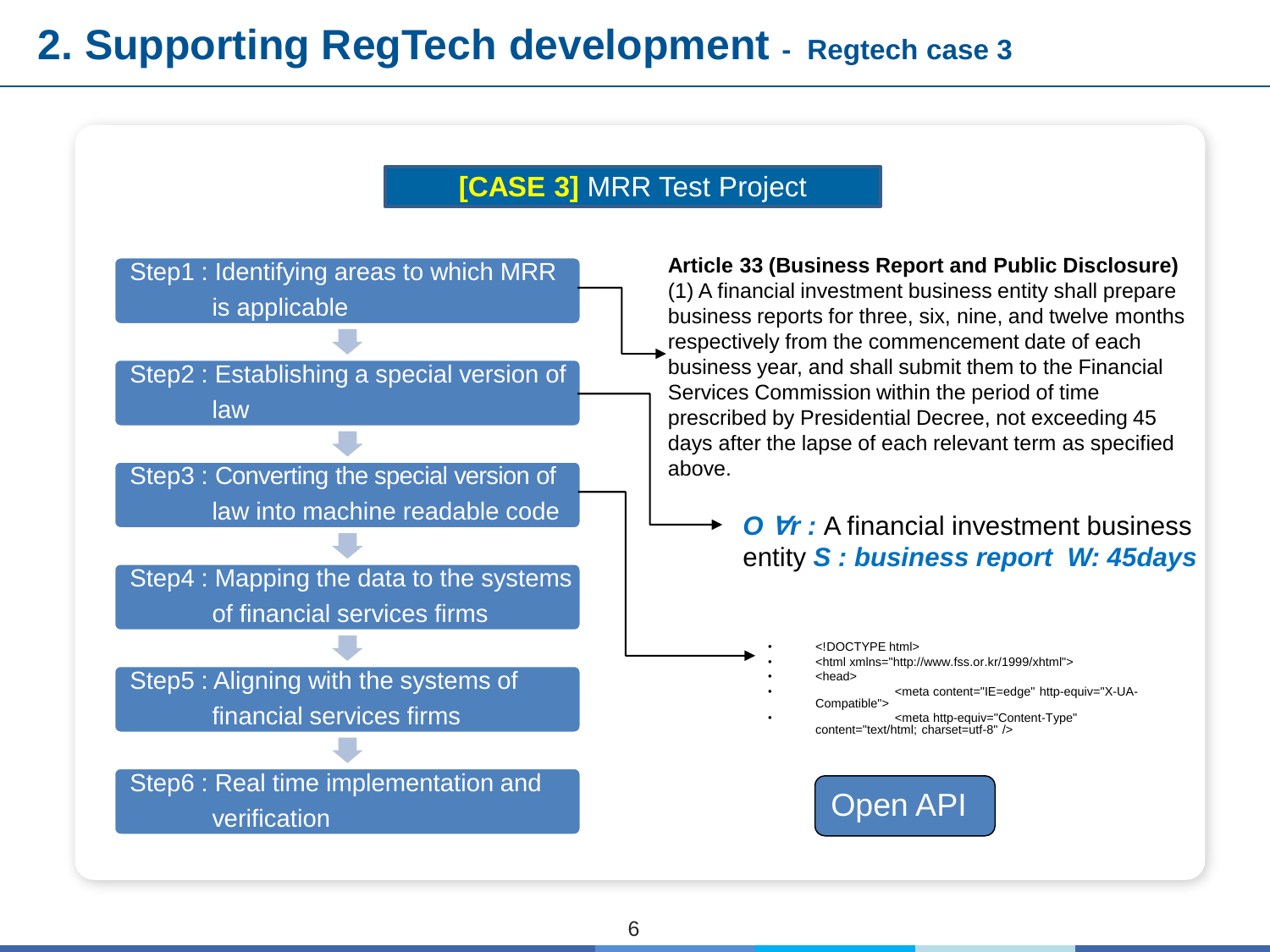# 2. Supporting RegTech development - Regtech case 3

**[CASE 3] MRR Test Project**

- Step1 : Identifying areas to which MRR is applicable
- Step2 : Establishing a special version of law
- Step3 : Converting the special version of law into machine readable code
- Step4 : Mapping the data to the systems of financial services firms
- Step5 : Aligning with the systems of financial services firms
- Step6 : Real time implementation and verification

**Article 33 (Business Report and Public Disclosure)**
(1) A financial investment business entity shall prepare business reports for three, six, nine, and twelve months respectively from the commencement date of each business year, and shall submit them to the Financial Services Commission within the period of time prescribed by Presidential Decree, not exceeding 45 days after the lapse of each relevant term as specified above.

***O ∀r :*** A financial investment business entity ***S : business report W: 45days***

```
<!DOCTYPE html>
<html xmlns="http://www.fss.or.kr/1999/xhtml">
<head>
        <meta content="IE=edge" http-equiv="X-UA-Compatible">
        <meta http-equiv="Content-Type" content="text/html; charset=utf-8" />
```

Open API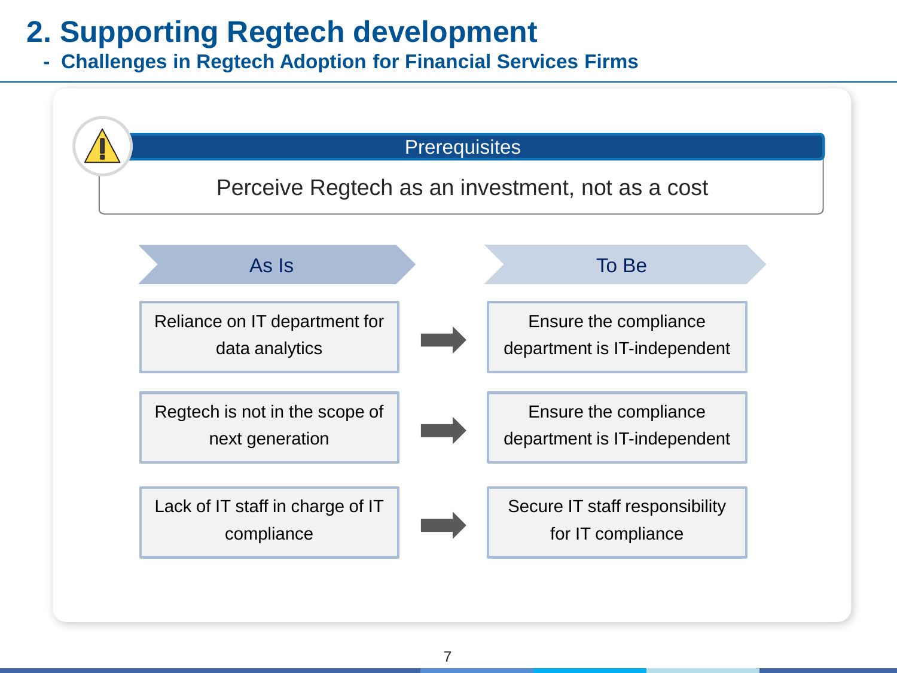# 2. Supporting Regtech development

## - Challenges in Regtech Adoption for Financial Services Firms

**Prerequisites**

Perceive Regtech as an investment, not as a cost

| As Is | | To Be |
|---|---|---|
| Reliance on IT department for data analytics | → | Ensure the compliance department is IT-independent |
| Regtech is not in the scope of next generation | → | Ensure the compliance department is IT-independent |
| Lack of IT staff in charge of IT compliance | → | Secure IT staff responsibility for IT compliance |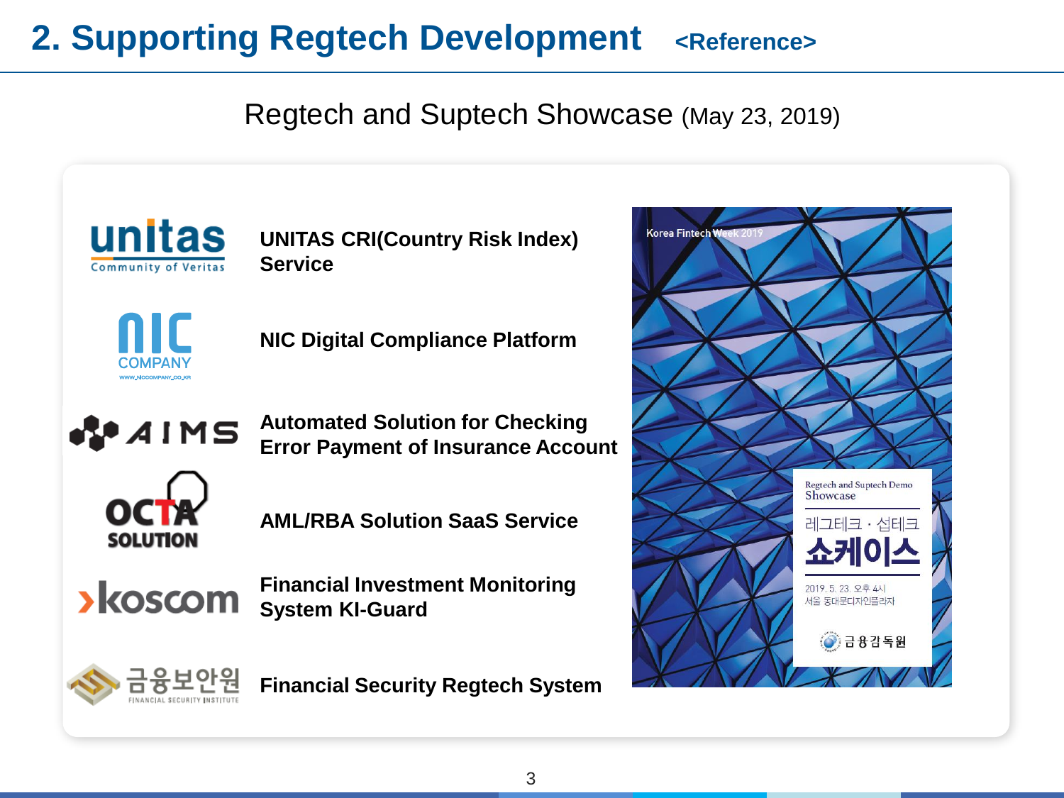# 2. Supporting Regtech Development <Reference>

## Regtech and Suptech Showcase (May 23, 2019)

- **UNITAS CRI(Country Risk Index) Service**
- **NIC Digital Compliance Platform**
- **Automated Solution for Checking Error Payment of Insurance Account**
- **AML/RBA Solution SaaS Service**
- **Financial Investment Monitoring System KI-Guard**
- **Financial Security Regtech System**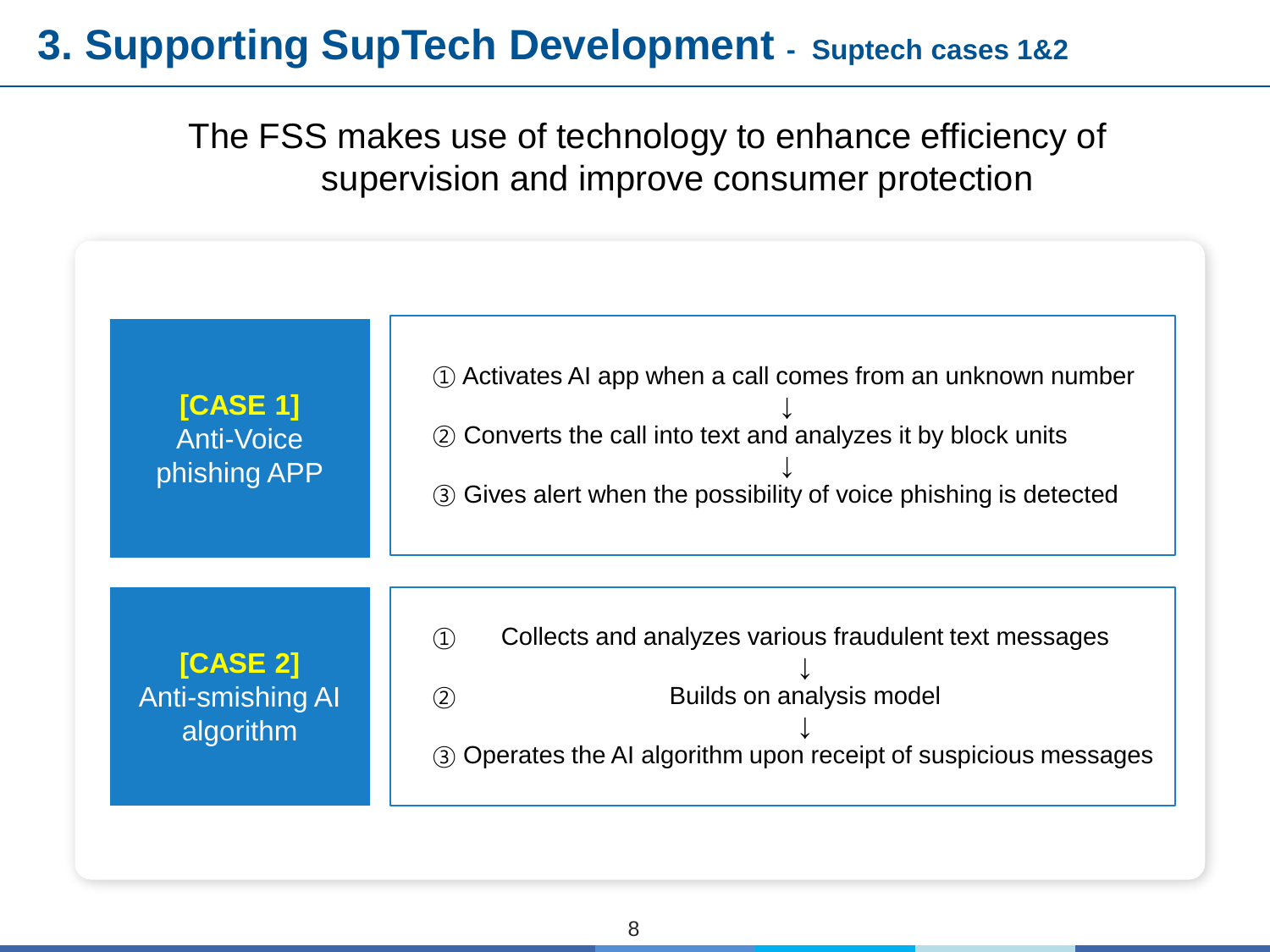# 3. Supporting SupTech Development - Suptech cases 1&2

The FSS makes use of technology to enhance efficiency of supervision and improve consumer protection

**[CASE 1]** Anti-Voice phishing APP

① Activates AI app when a call comes from an unknown number

↓

② Converts the call into text and analyzes it by block units

↓

③ Gives alert when the possibility of voice phishing is detected

**[CASE 2]** Anti-smishing AI algorithm

① Collects and analyzes various fraudulent text messages

↓

② Builds on analysis model

↓

③ Operates the AI algorithm upon receipt of suspicious messages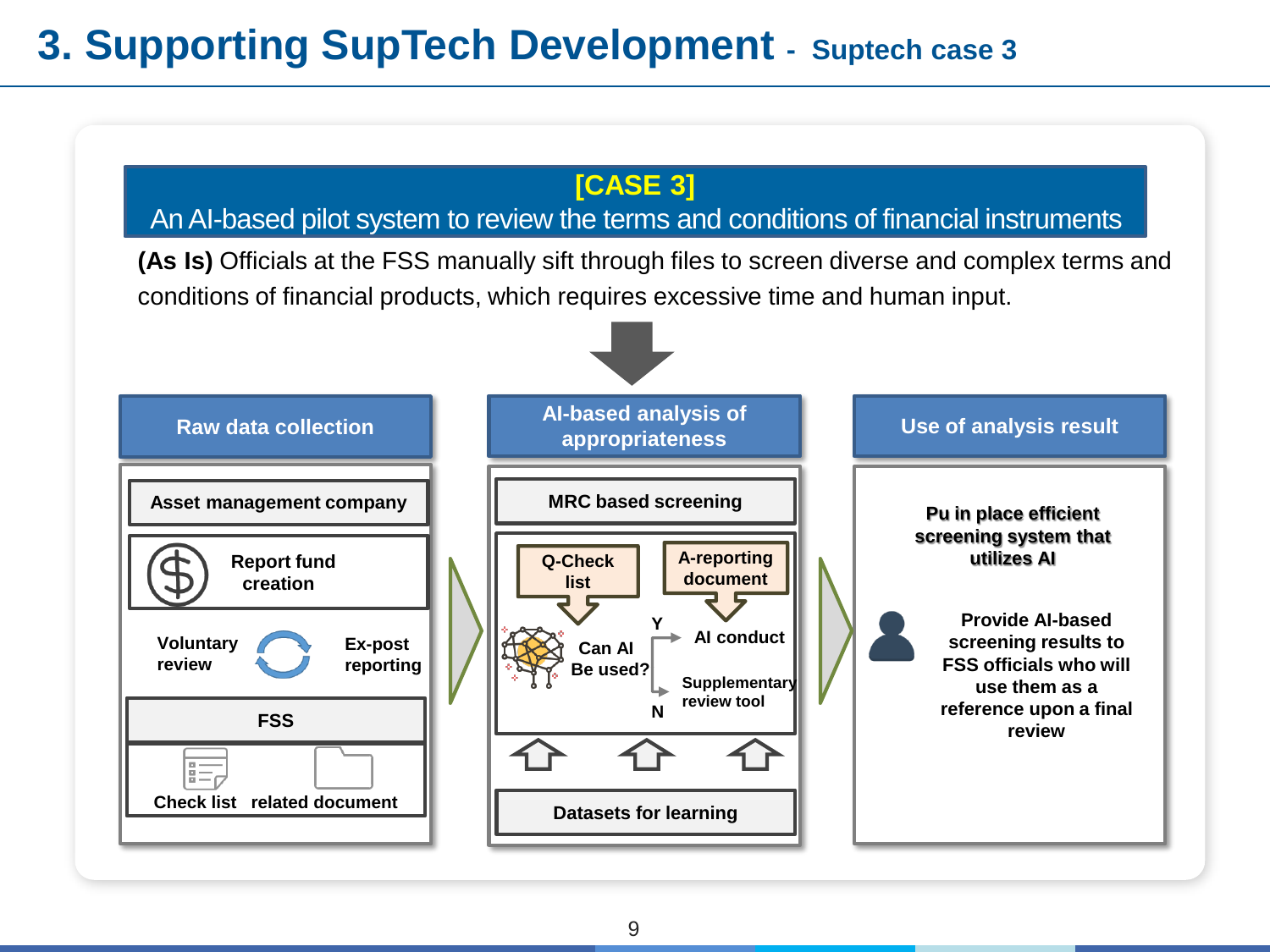# 3. Supporting SupTech Development - Suptech case 3

**[CASE 3]**
**An AI-based pilot system to review the terms and conditions of financial instruments**

**(As Is)** Officials at the FSS manually sift through files to screen diverse and complex terms and conditions of financial products, which requires excessive time and human input.

### Raw data collection

- **Asset management company**
- **Report fund creation**
- **Voluntary review** / **Ex-post reporting**
- **FSS**
- **Check list** / **related document**

### AI-based analysis of appropriateness

- **MRC based screening**
- **Q-Check list** / **A-reporting document**
- **Can AI Be used?**
  - **Y** → **AI conduct**
  - **N** → **Supplementary review tool**
- **Datasets for learning**

### Use of analysis result

- **Pu in place efficient screening system that utilizes AI**
- **Provide AI-based screening results to FSS officials who will use them as a reference upon a final review**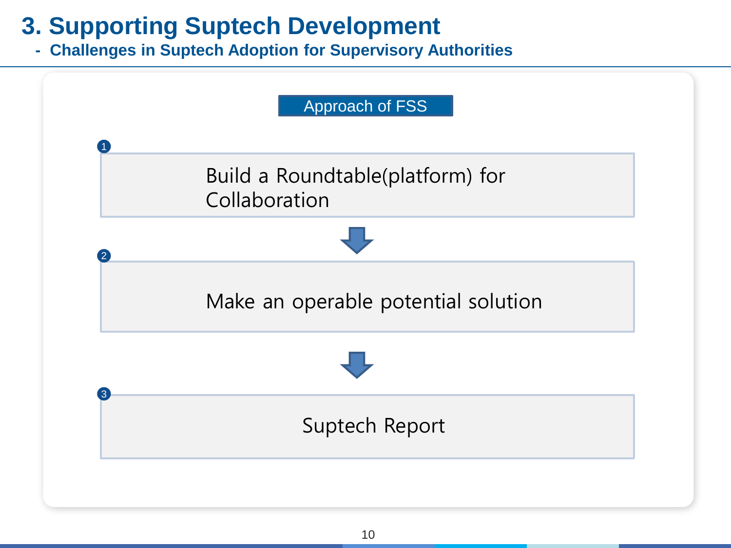# 3. Supporting Suptech Development

## - Challenges in Suptech Adoption for Supervisory Authorities

**Approach of FSS**

1. Build a Roundtable(platform) for Collaboration
2. Make an operable potential solution
3. Suptech Report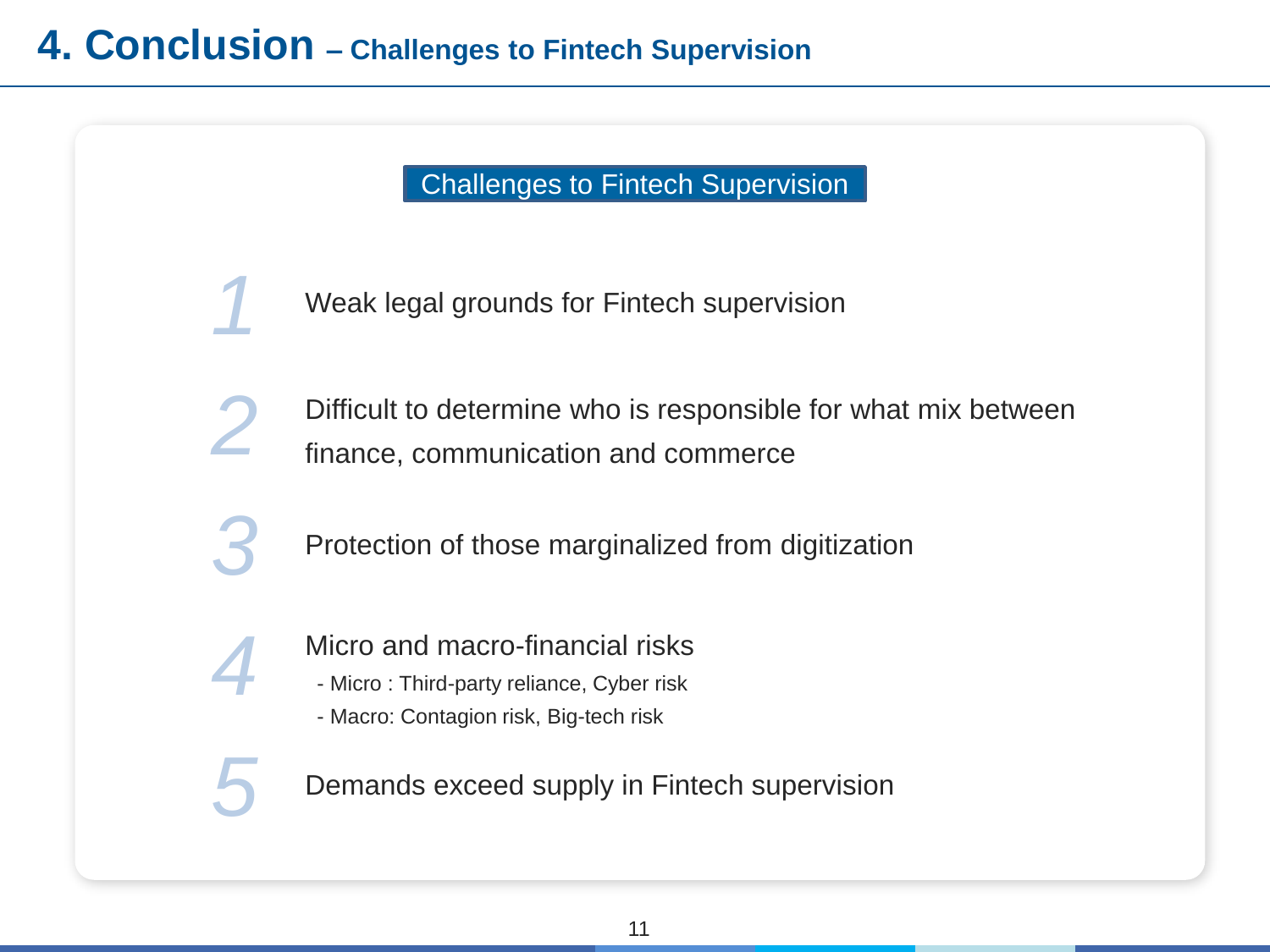# 4. Conclusion – Challenges to Fintech Supervision

## Challenges to Fintech Supervision

1. Weak legal grounds for Fintech supervision

2. Difficult to determine who is responsible for what mix between finance, communication and commerce

3. Protection of those marginalized from digitization

4. Micro and macro-financial risks
   - Micro : Third-party reliance, Cyber risk
   - Macro: Contagion risk, Big-tech risk

5. Demands exceed supply in Fintech supervision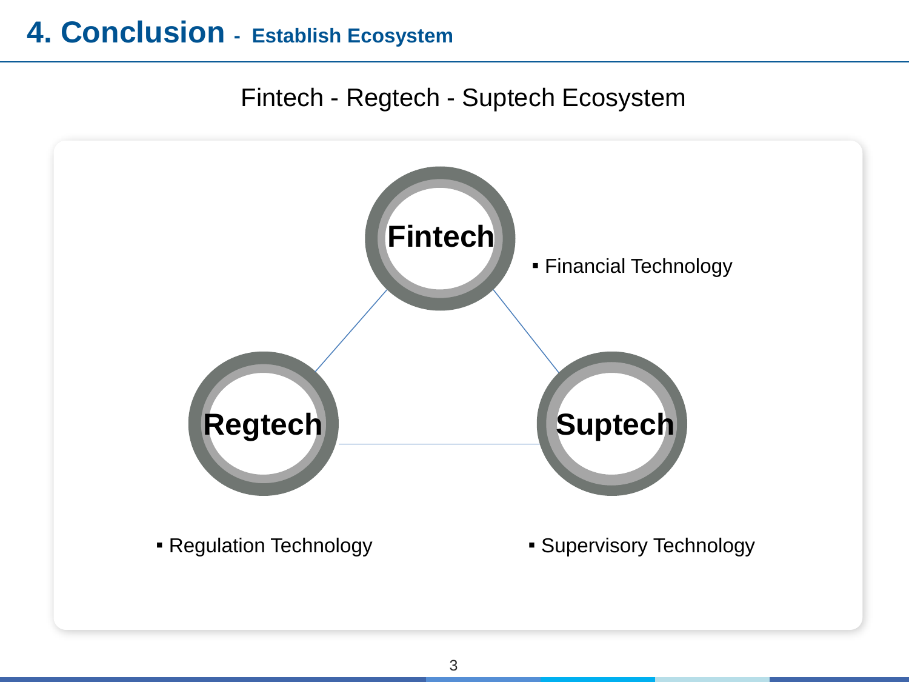# 4. Conclusion - Establish Ecosystem

Fintech - Regtech - Suptech Ecosystem

**Fintech**

- Financial Technology

**Regtech**

- Regulation Technology

**Suptech**

- Supervisory Technology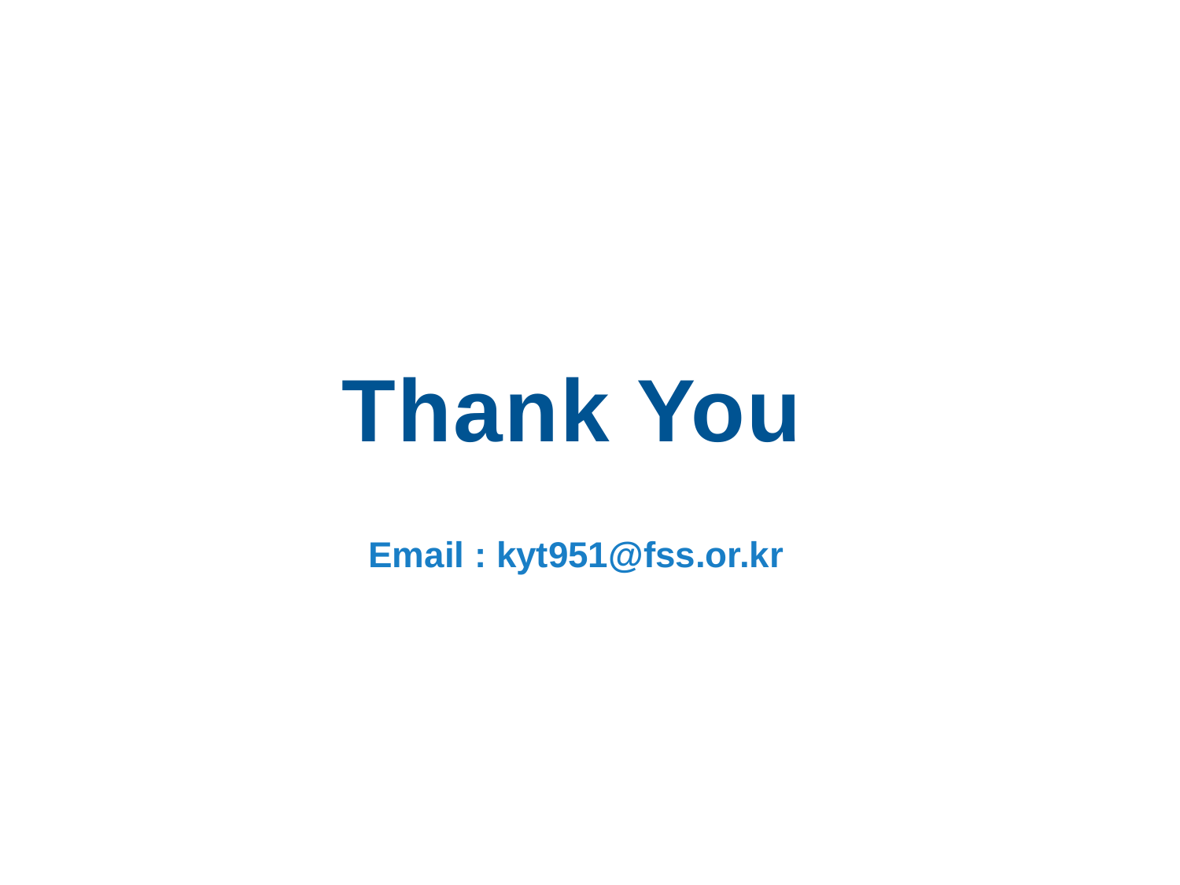# Thank You

**Email : kyt951@fss.or.kr**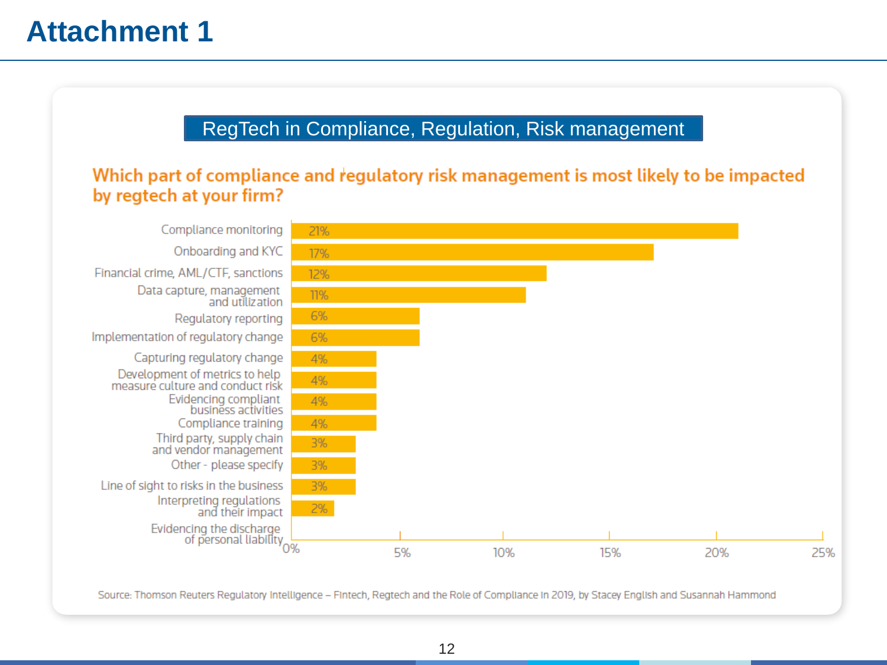# Attachment 1

RegTech in Compliance, Regulation, Risk management

**Which part of compliance and regulatory risk management is most likely to be impacted by regtech at your firm?**

| Category | Percentage |
|---|---|
| Compliance monitoring | 21% |
| Onboarding and KYC | 17% |
| Financial crime, AML/CTF, sanctions | 12% |
| Data capture, management and utilization | 11% |
| Regulatory reporting | 6% |
| Implementation of regulatory change | 6% |
| Capturing regulatory change | 4% |
| Development of metrics to help measure culture and conduct risk | 4% |
| Evidencing compliant business activities | 4% |
| Compliance training | 4% |
| Third party, supply chain and vendor management | 3% |
| Other - please specify | 3% |
| Line of sight to risks in the business | 3% |
| Interpreting regulations and their impact | 2% |
| Evidencing the discharge of personal liability | |

Source: Thomson Reuters Regulatory Intelligence – Fintech, Regtech and the Role of Compliance in 2019, by Stacey English and Susannah Hammond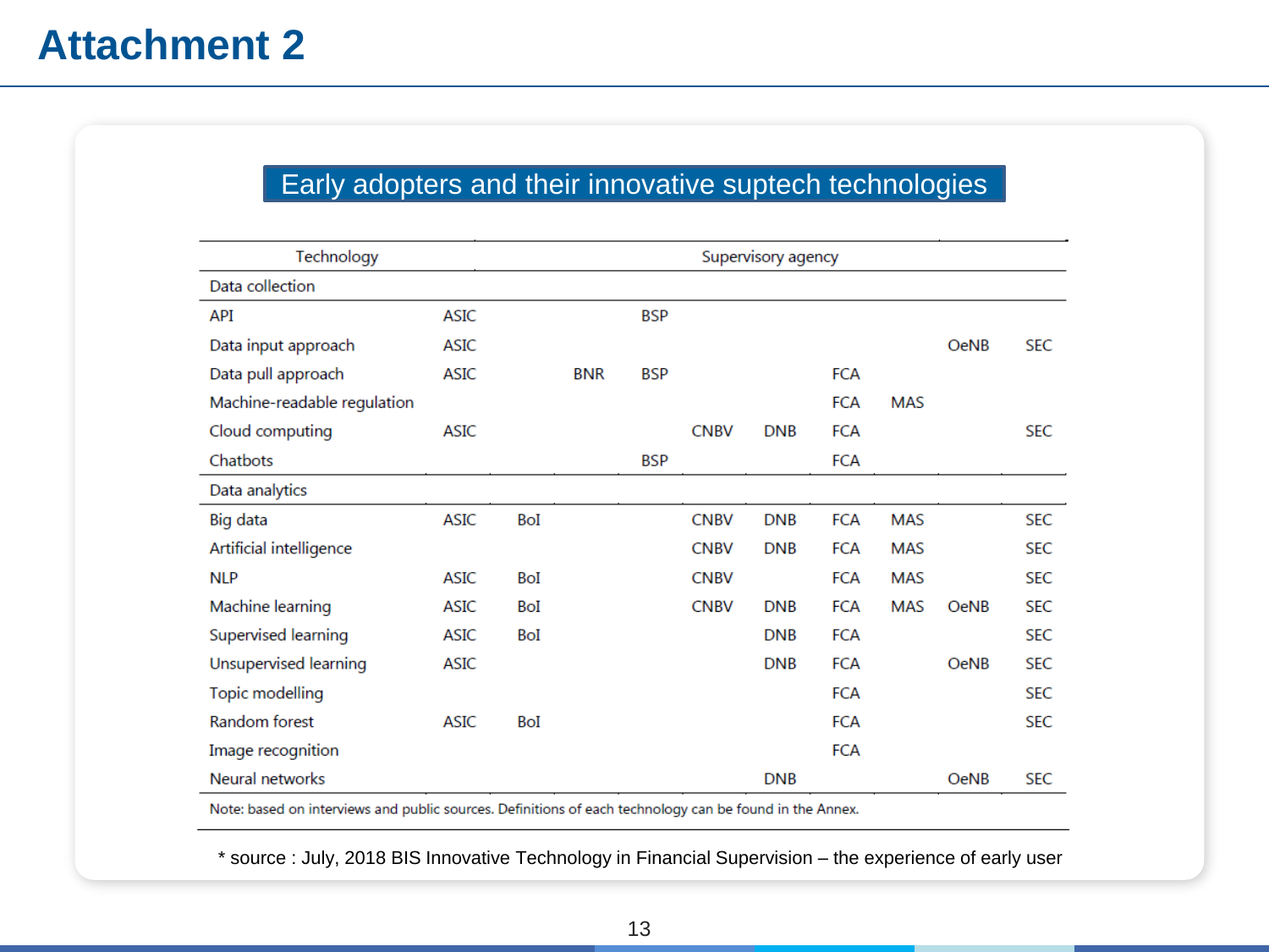# Attachment 2

## Early adopters and their innovative suptech technologies

| Technology | Supervisory agency | | | | | | | | | |
|---|---|---|---|---|---|---|---|---|---|---|
| **Data collection** | | | | | | | | | | |
| API | ASIC | | | BSP | | | | | | |
| Data input approach | ASIC | | | | | | | | OeNB | SEC |
| Data pull approach | ASIC | | BNR | BSP | | | FCA | | | |
| Machine-readable regulation | | | | | | | FCA | MAS | | |
| Cloud computing | ASIC | | | | CNBV | DNB | FCA | | | SEC |
| Chatbots | | | | BSP | | | FCA | | | |
| **Data analytics** | | | | | | | | | | |
| Big data | ASIC | BoI | | | CNBV | DNB | FCA | MAS | | SEC |
| Artificial intelligence | | | | | CNBV | DNB | FCA | MAS | | SEC |
| NLP | ASIC | BoI | | | CNBV | | FCA | MAS | | SEC |
| Machine learning | ASIC | BoI | | | CNBV | DNB | FCA | MAS | OeNB | SEC |
| Supervised learning | ASIC | BoI | | | | DNB | FCA | | | SEC |
| Unsupervised learning | ASIC | | | | | DNB | FCA | | OeNB | SEC |
| Topic modelling | | | | | | | FCA | | | SEC |
| Random forest | ASIC | BoI | | | | | FCA | | | SEC |
| Image recognition | | | | | | | FCA | | | |
| Neural networks | | | | | | DNB | | | OeNB | SEC |

Note: based on interviews and public sources. Definitions of each technology can be found in the Annex.

* source : July, 2018 BIS Innovative Technology in Financial Supervision – the experience of early user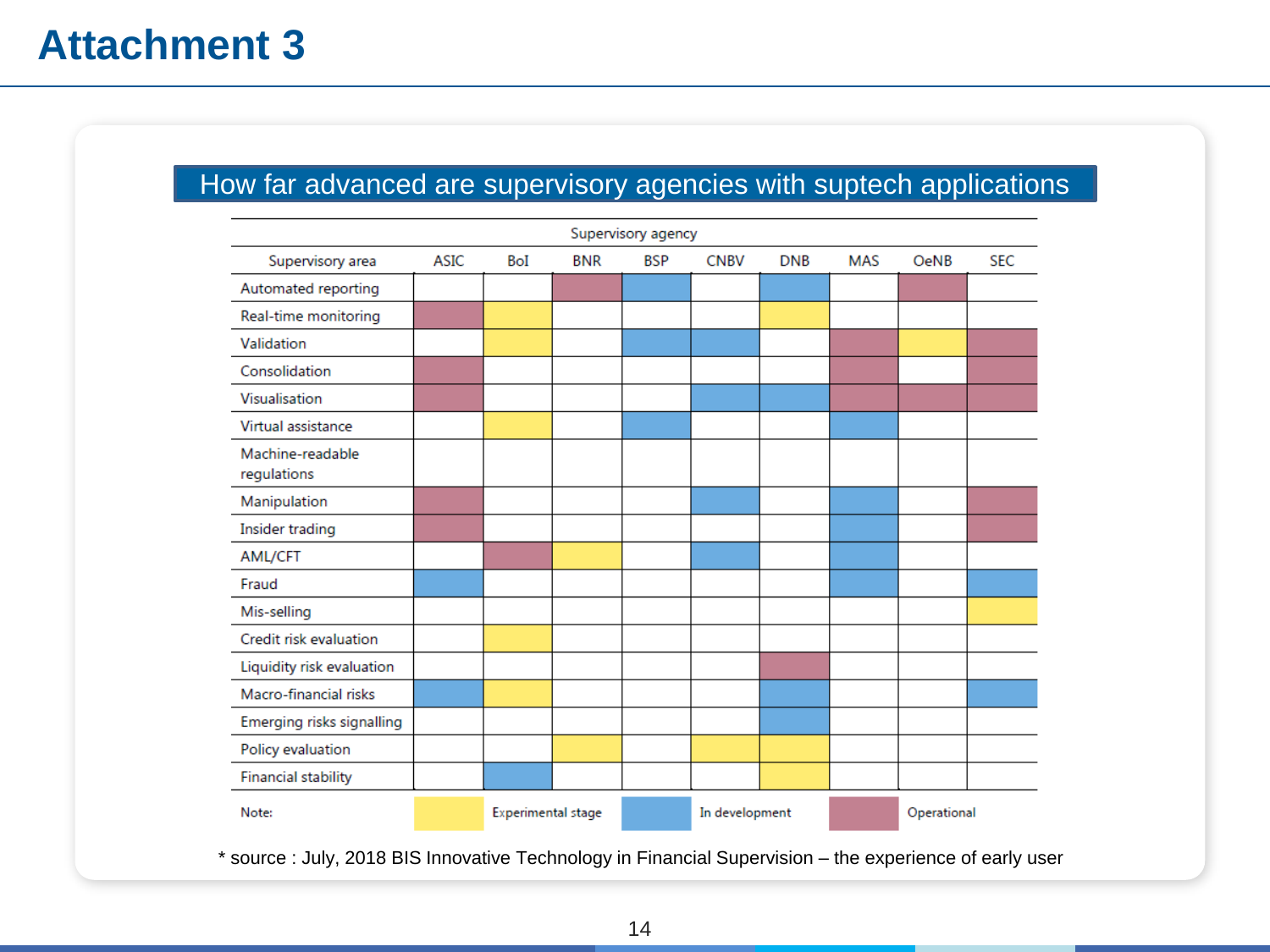# Attachment 3

## How far advanced are supervisory agencies with suptech applications

| | Supervisory agency | | | | | | | | |
|---|---|---|---|---|---|---|---|---|---|
| Supervisory area | ASIC | BoI | BNR | BSP | CNBV | DNB | MAS | OeNB | SEC |
| Automated reporting | | | Operational | In development | | In development | | Operational | |
| Real-time monitoring | Operational | Experimental stage | | | | Experimental stage | | | |
| Validation | | Experimental stage | | In development | In development | | Operational | Experimental stage | Operational |
| Consolidation | Operational | | | | | | Operational | | Operational |
| Visualisation | Operational | | | | In development | In development | Operational | Operational | Operational |
| Virtual assistance | | Experimental stage | | In development | | | In development | | |
| Machine-readable regulations | | | | | | | | | |
| Manipulation | Operational | | | | In development | | In development | | Operational |
| Insider trading | Operational | | | | | | In development | | Operational |
| AML/CFT | | Operational | Experimental stage | | In development | | In development | | |
| Fraud | In development | | | | | | In development | | In development |
| Mis-selling | | | | | | | | | Experimental stage |
| Credit risk evaluation | | Experimental stage | | | | | | | |
| Liquidity risk evaluation | | | | | | Operational | | | |
| Macro-financial risks | In development | Experimental stage | | | | In development | | | In development |
| Emerging risks signalling | | | | | | In development | | | |
| Policy evaluation | | | Experimental stage | | Experimental stage | Experimental stage | | | |
| Financial stability | | In development | | | | Experimental stage | | | |

Note: Experimental stage (yellow); In development (blue); Operational (red)

* source : July, 2018 BIS Innovative Technology in Financial Supervision – the experience of early user